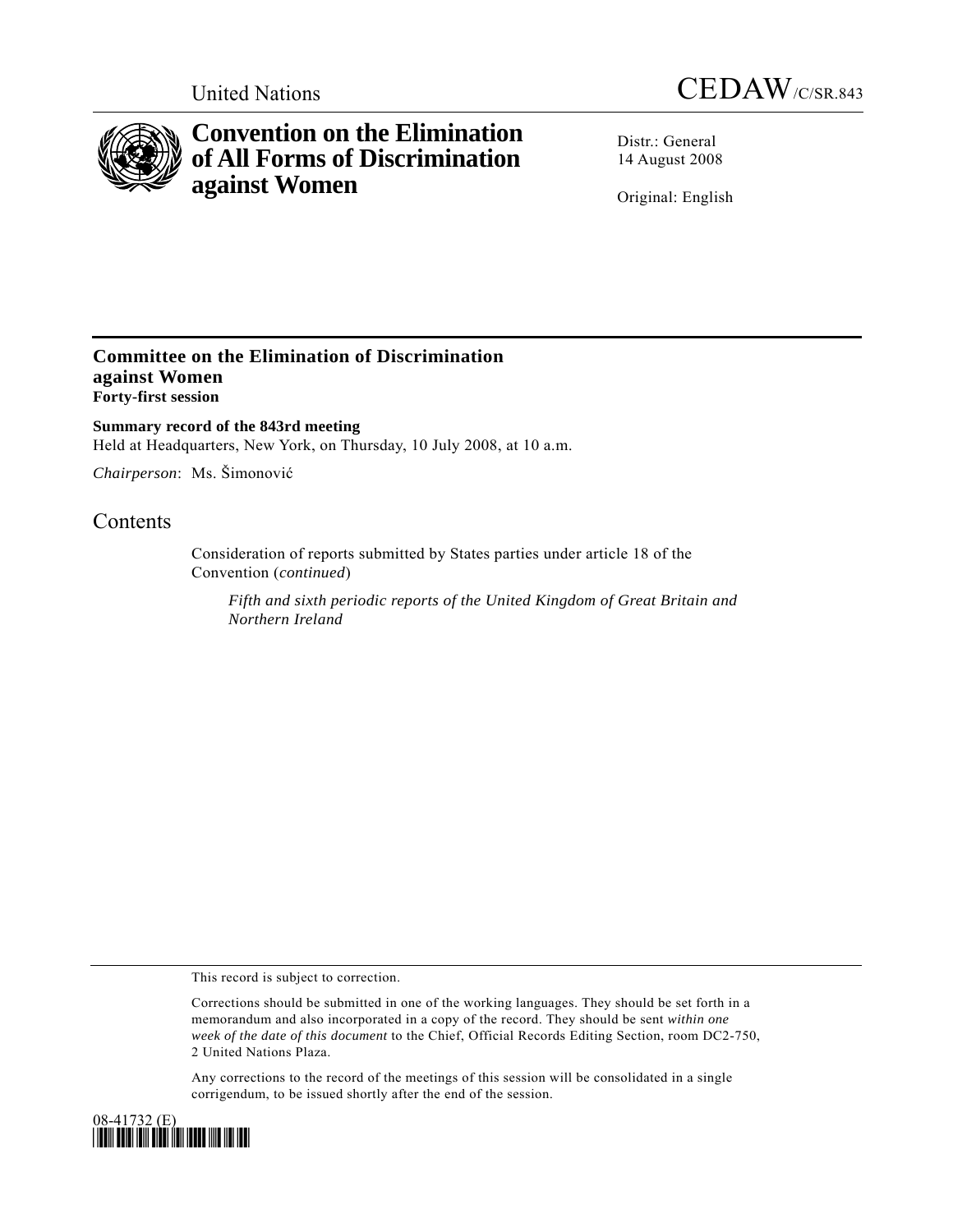United Nations

CEDAW/C/SR.843

# Convention on the Elimination of All Forms of Discrimination against Women

Distr.: General
14 August 2008

Original: English

## Committee on the Elimination of Discrimination against Women
**Forty-first session**

**Summary record of the 843rd meeting**
Held at Headquarters, New York, on Thursday, 10 July 2008, at 10 a.m.

*Chairperson*: Ms. Šimonović

## Contents

Consideration of reports submitted by States parties under article 18 of the Convention (*continued*)

*Fifth and sixth periodic reports of the United Kingdom of Great Britain and Northern Ireland*

This record is subject to correction.

Corrections should be submitted in one of the working languages. They should be set forth in a memorandum and also incorporated in a copy of the record. They should be sent *within one week of the date of this document* to the Chief, Official Records Editing Section, room DC2-750, 2 United Nations Plaza.

Any corrections to the record of the meetings of this session will be consolidated in a single corrigendum, to be issued shortly after the end of the session.

08-41732 (E)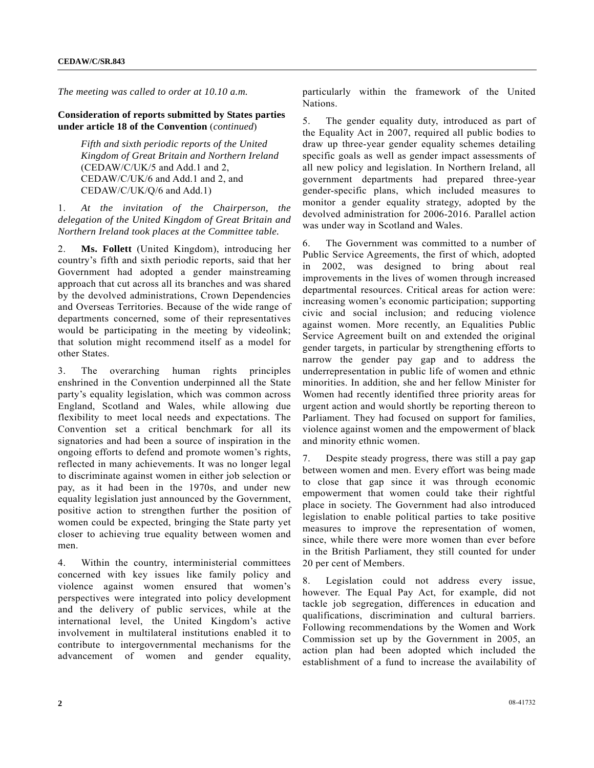*The meeting was called to order at 10.10 a.m.*

**Consideration of reports submitted by States parties under article 18 of the Convention** (*continued*)

*Fifth and sixth periodic reports of the United Kingdom of Great Britain and Northern Ireland* (CEDAW/C/UK/5 and Add.1 and 2, CEDAW/C/UK/6 and Add.1 and 2, and CEDAW/C/UK/Q/6 and Add.1)

1. *At the invitation of the Chairperson, the delegation of the United Kingdom of Great Britain and Northern Ireland took places at the Committee table.*

2. **Ms. Follett** (United Kingdom), introducing her country's fifth and sixth periodic reports, said that her Government had adopted a gender mainstreaming approach that cut across all its branches and was shared by the devolved administrations, Crown Dependencies and Overseas Territories. Because of the wide range of departments concerned, some of their representatives would be participating in the meeting by videolink; that solution might recommend itself as a model for other States.

3. The overarching human rights principles enshrined in the Convention underpinned all the State party's equality legislation, which was common across England, Scotland and Wales, while allowing due flexibility to meet local needs and expectations. The Convention set a critical benchmark for all its signatories and had been a source of inspiration in the ongoing efforts to defend and promote women's rights, reflected in many achievements. It was no longer legal to discriminate against women in either job selection or pay, as it had been in the 1970s, and under new equality legislation just announced by the Government, positive action to strengthen further the position of women could be expected, bringing the State party yet closer to achieving true equality between women and men.

4. Within the country, interministerial committees concerned with key issues like family policy and violence against women ensured that women's perspectives were integrated into policy development and the delivery of public services, while at the international level, the United Kingdom's active involvement in multilateral institutions enabled it to contribute to intergovernmental mechanisms for the advancement of women and gender equality, particularly within the framework of the United Nations.

5. The gender equality duty, introduced as part of the Equality Act in 2007, required all public bodies to draw up three-year gender equality schemes detailing specific goals as well as gender impact assessments of all new policy and legislation. In Northern Ireland, all government departments had prepared three-year gender-specific plans, which included measures to monitor a gender equality strategy, adopted by the devolved administration for 2006-2016. Parallel action was under way in Scotland and Wales.

6. The Government was committed to a number of Public Service Agreements, the first of which, adopted in 2002, was designed to bring about real improvements in the lives of women through increased departmental resources. Critical areas for action were: increasing women's economic participation; supporting civic and social inclusion; and reducing violence against women. More recently, an Equalities Public Service Agreement built on and extended the original gender targets, in particular by strengthening efforts to narrow the gender pay gap and to address the underrepresentation in public life of women and ethnic minorities. In addition, she and her fellow Minister for Women had recently identified three priority areas for urgent action and would shortly be reporting thereon to Parliament. They had focused on support for families, violence against women and the empowerment of black and minority ethnic women.

7. Despite steady progress, there was still a pay gap between women and men. Every effort was being made to close that gap since it was through economic empowerment that women could take their rightful place in society. The Government had also introduced legislation to enable political parties to take positive measures to improve the representation of women, since, while there were more women than ever before in the British Parliament, they still counted for under 20 per cent of Members.

8. Legislation could not address every issue, however. The Equal Pay Act, for example, did not tackle job segregation, differences in education and qualifications, discrimination and cultural barriers. Following recommendations by the Women and Work Commission set up by the Government in 2005, an action plan had been adopted which included the establishment of a fund to increase the availability of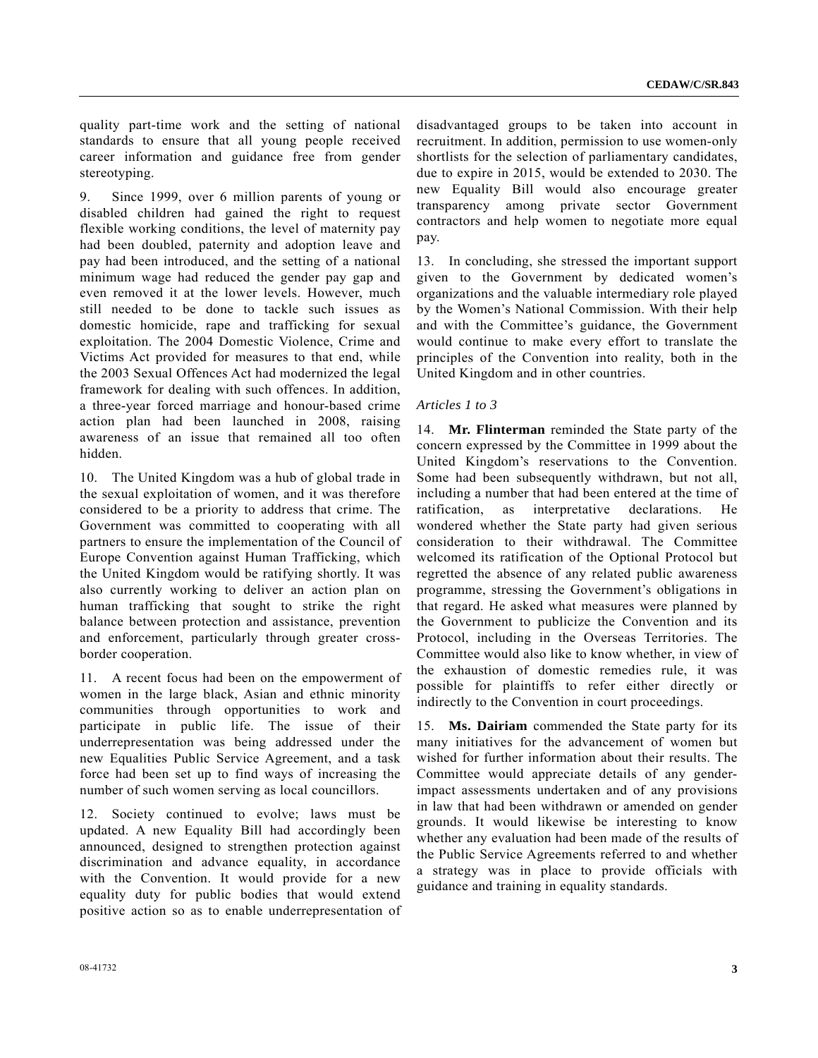quality part-time work and the setting of national standards to ensure that all young people received career information and guidance free from gender stereotyping.

9. Since 1999, over 6 million parents of young or disabled children had gained the right to request flexible working conditions, the level of maternity pay had been doubled, paternity and adoption leave and pay had been introduced, and the setting of a national minimum wage had reduced the gender pay gap and even removed it at the lower levels. However, much still needed to be done to tackle such issues as domestic homicide, rape and trafficking for sexual exploitation. The 2004 Domestic Violence, Crime and Victims Act provided for measures to that end, while the 2003 Sexual Offences Act had modernized the legal framework for dealing with such offences. In addition, a three-year forced marriage and honour-based crime action plan had been launched in 2008, raising awareness of an issue that remained all too often hidden.

10. The United Kingdom was a hub of global trade in the sexual exploitation of women, and it was therefore considered to be a priority to address that crime. The Government was committed to cooperating with all partners to ensure the implementation of the Council of Europe Convention against Human Trafficking, which the United Kingdom would be ratifying shortly. It was also currently working to deliver an action plan on human trafficking that sought to strike the right balance between protection and assistance, prevention and enforcement, particularly through greater cross-border cooperation.

11. A recent focus had been on the empowerment of women in the large black, Asian and ethnic minority communities through opportunities to work and participate in public life. The issue of their underrepresentation was being addressed under the new Equalities Public Service Agreement, and a task force had been set up to find ways of increasing the number of such women serving as local councillors.

12. Society continued to evolve; laws must be updated. A new Equality Bill had accordingly been announced, designed to strengthen protection against discrimination and advance equality, in accordance with the Convention. It would provide for a new equality duty for public bodies that would extend positive action so as to enable underrepresentation of disadvantaged groups to be taken into account in recruitment. In addition, permission to use women-only shortlists for the selection of parliamentary candidates, due to expire in 2015, would be extended to 2030. The new Equality Bill would also encourage greater transparency among private sector Government contractors and help women to negotiate more equal pay.

13. In concluding, she stressed the important support given to the Government by dedicated women's organizations and the valuable intermediary role played by the Women's National Commission. With their help and with the Committee's guidance, the Government would continue to make every effort to translate the principles of the Convention into reality, both in the United Kingdom and in other countries.

*Articles 1 to 3*

14. **Mr. Flinterman** reminded the State party of the concern expressed by the Committee in 1999 about the United Kingdom's reservations to the Convention. Some had been subsequently withdrawn, but not all, including a number that had been entered at the time of ratification, as interpretative declarations. He wondered whether the State party had given serious consideration to their withdrawal. The Committee welcomed its ratification of the Optional Protocol but regretted the absence of any related public awareness programme, stressing the Government's obligations in that regard. He asked what measures were planned by the Government to publicize the Convention and its Protocol, including in the Overseas Territories. The Committee would also like to know whether, in view of the exhaustion of domestic remedies rule, it was possible for plaintiffs to refer either directly or indirectly to the Convention in court proceedings.

15. **Ms. Dairiam** commended the State party for its many initiatives for the advancement of women but wished for further information about their results. The Committee would appreciate details of any gender-impact assessments undertaken and of any provisions in law that had been withdrawn or amended on gender grounds. It would likewise be interesting to know whether any evaluation had been made of the results of the Public Service Agreements referred to and whether a strategy was in place to provide officials with guidance and training in equality standards.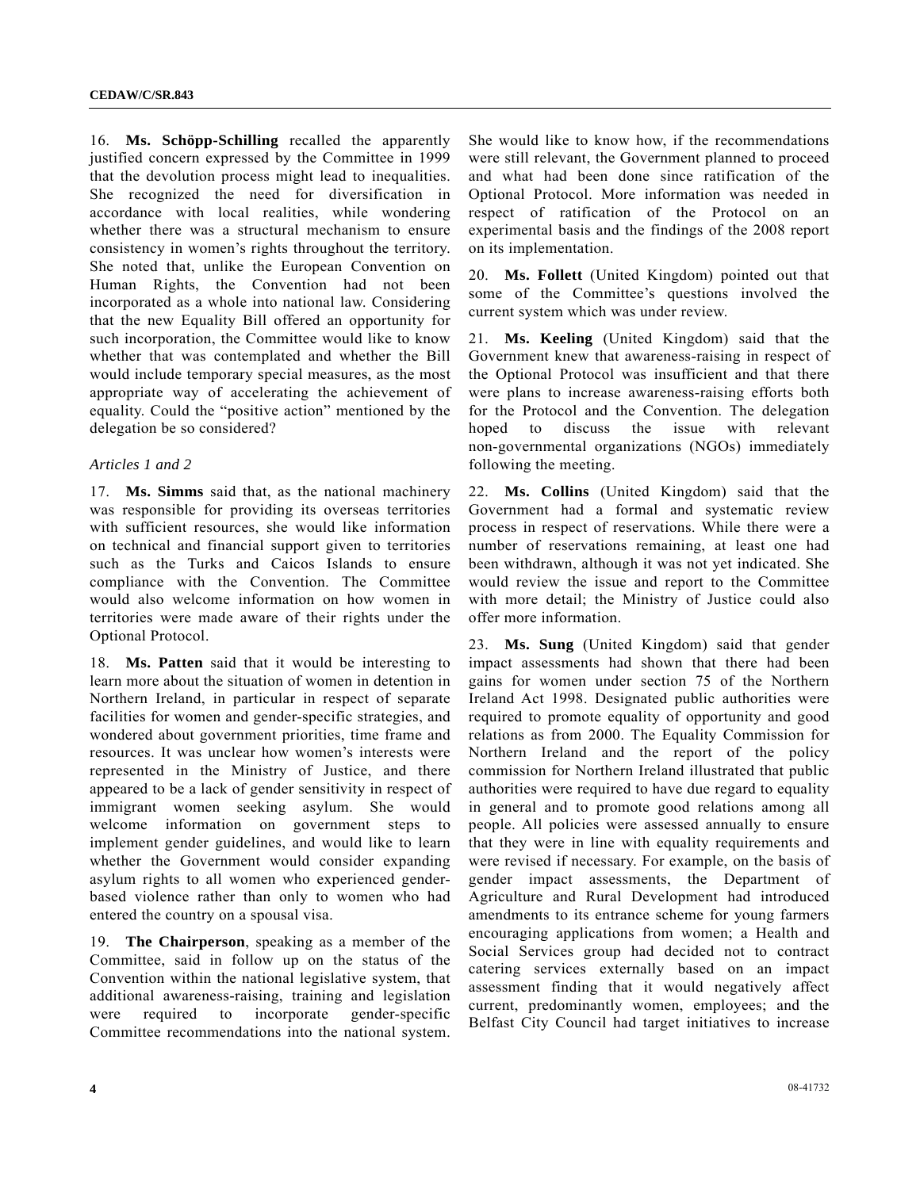16. **Ms. Schöpp-Schilling** recalled the apparently justified concern expressed by the Committee in 1999 that the devolution process might lead to inequalities. She recognized the need for diversification in accordance with local realities, while wondering whether there was a structural mechanism to ensure consistency in women's rights throughout the territory. She noted that, unlike the European Convention on Human Rights, the Convention had not been incorporated as a whole into national law. Considering that the new Equality Bill offered an opportunity for such incorporation, the Committee would like to know whether that was contemplated and whether the Bill would include temporary special measures, as the most appropriate way of accelerating the achievement of equality. Could the "positive action" mentioned by the delegation be so considered?

*Articles 1 and 2*

17. **Ms. Simms** said that, as the national machinery was responsible for providing its overseas territories with sufficient resources, she would like information on technical and financial support given to territories such as the Turks and Caicos Islands to ensure compliance with the Convention. The Committee would also welcome information on how women in territories were made aware of their rights under the Optional Protocol.

18. **Ms. Patten** said that it would be interesting to learn more about the situation of women in detention in Northern Ireland, in particular in respect of separate facilities for women and gender-specific strategies, and wondered about government priorities, time frame and resources. It was unclear how women's interests were represented in the Ministry of Justice, and there appeared to be a lack of gender sensitivity in respect of immigrant women seeking asylum. She would welcome information on government steps to implement gender guidelines, and would like to learn whether the Government would consider expanding asylum rights to all women who experienced gender-based violence rather than only to women who had entered the country on a spousal visa.

19. **The Chairperson**, speaking as a member of the Committee, said in follow up on the status of the Convention within the national legislative system, that additional awareness-raising, training and legislation were required to incorporate gender-specific Committee recommendations into the national system. She would like to know how, if the recommendations were still relevant, the Government planned to proceed and what had been done since ratification of the Optional Protocol. More information was needed in respect of ratification of the Protocol on an experimental basis and the findings of the 2008 report on its implementation.

20. **Ms. Follett** (United Kingdom) pointed out that some of the Committee's questions involved the current system which was under review.

21. **Ms. Keeling** (United Kingdom) said that the Government knew that awareness-raising in respect of the Optional Protocol was insufficient and that there were plans to increase awareness-raising efforts both for the Protocol and the Convention. The delegation hoped to discuss the issue with relevant non-governmental organizations (NGOs) immediately following the meeting.

22. **Ms. Collins** (United Kingdom) said that the Government had a formal and systematic review process in respect of reservations. While there were a number of reservations remaining, at least one had been withdrawn, although it was not yet indicated. She would review the issue and report to the Committee with more detail; the Ministry of Justice could also offer more information.

23. **Ms. Sung** (United Kingdom) said that gender impact assessments had shown that there had been gains for women under section 75 of the Northern Ireland Act 1998. Designated public authorities were required to promote equality of opportunity and good relations as from 2000. The Equality Commission for Northern Ireland and the report of the policy commission for Northern Ireland illustrated that public authorities were required to have due regard to equality in general and to promote good relations among all people. All policies were assessed annually to ensure that they were in line with equality requirements and were revised if necessary. For example, on the basis of gender impact assessments, the Department of Agriculture and Rural Development had introduced amendments to its entrance scheme for young farmers encouraging applications from women; a Health and Social Services group had decided not to contract catering services externally based on an impact assessment finding that it would negatively affect current, predominantly women, employees; and the Belfast City Council had target initiatives to increase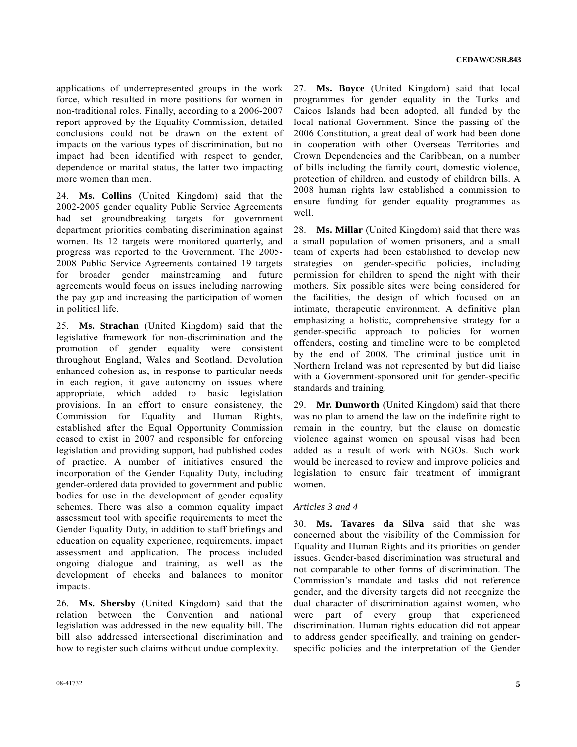applications of underrepresented groups in the work force, which resulted in more positions for women in non-traditional roles. Finally, according to a 2006-2007 report approved by the Equality Commission, detailed conclusions could not be drawn on the extent of impacts on the various types of discrimination, but no impact had been identified with respect to gender, dependence or marital status, the latter two impacting more women than men.

24. **Ms. Collins** (United Kingdom) said that the 2002-2005 gender equality Public Service Agreements had set groundbreaking targets for government department priorities combating discrimination against women. Its 12 targets were monitored quarterly, and progress was reported to the Government. The 2005-2008 Public Service Agreements contained 19 targets for broader gender mainstreaming and future agreements would focus on issues including narrowing the pay gap and increasing the participation of women in political life.

25. **Ms. Strachan** (United Kingdom) said that the legislative framework for non-discrimination and the promotion of gender equality were consistent throughout England, Wales and Scotland. Devolution enhanced cohesion as, in response to particular needs in each region, it gave autonomy on issues where appropriate, which added to basic legislation provisions. In an effort to ensure consistency, the Commission for Equality and Human Rights, established after the Equal Opportunity Commission ceased to exist in 2007 and responsible for enforcing legislation and providing support, had published codes of practice. A number of initiatives ensured the incorporation of the Gender Equality Duty, including gender-ordered data provided to government and public bodies for use in the development of gender equality schemes. There was also a common equality impact assessment tool with specific requirements to meet the Gender Equality Duty, in addition to staff briefings and education on equality experience, requirements, impact assessment and application. The process included ongoing dialogue and training, as well as the development of checks and balances to monitor impacts.

26. **Ms. Shersby** (United Kingdom) said that the relation between the Convention and national legislation was addressed in the new equality bill. The bill also addressed intersectional discrimination and how to register such claims without undue complexity.

27. **Ms. Boyce** (United Kingdom) said that local programmes for gender equality in the Turks and Caicos Islands had been adopted, all funded by the local national Government. Since the passing of the 2006 Constitution, a great deal of work had been done in cooperation with other Overseas Territories and Crown Dependencies and the Caribbean, on a number of bills including the family court, domestic violence, protection of children, and custody of children bills. A 2008 human rights law established a commission to ensure funding for gender equality programmes as well.

28. **Ms. Millar** (United Kingdom) said that there was a small population of women prisoners, and a small team of experts had been established to develop new strategies on gender-specific policies, including permission for children to spend the night with their mothers. Six possible sites were being considered for the facilities, the design of which focused on an intimate, therapeutic environment. A definitive plan emphasizing a holistic, comprehensive strategy for a gender-specific approach to policies for women offenders, costing and timeline were to be completed by the end of 2008. The criminal justice unit in Northern Ireland was not represented by but did liaise with a Government-sponsored unit for gender-specific standards and training.

29. **Mr. Dunworth** (United Kingdom) said that there was no plan to amend the law on the indefinite right to remain in the country, but the clause on domestic violence against women on spousal visas had been added as a result of work with NGOs. Such work would be increased to review and improve policies and legislation to ensure fair treatment of immigrant women.

*Articles 3 and 4*

30. **Ms. Tavares da Silva** said that she was concerned about the visibility of the Commission for Equality and Human Rights and its priorities on gender issues. Gender-based discrimination was structural and not comparable to other forms of discrimination. The Commission's mandate and tasks did not reference gender, and the diversity targets did not recognize the dual character of discrimination against women, who were part of every group that experienced discrimination. Human rights education did not appear to address gender specifically, and training on gender-specific policies and the interpretation of the Gender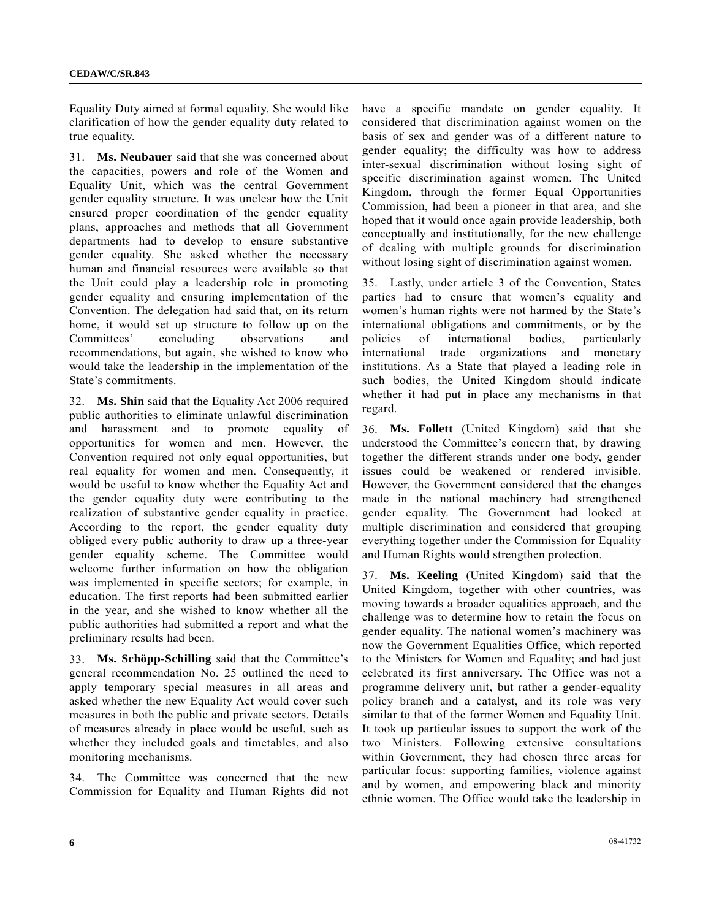Equality Duty aimed at formal equality. She would like clarification of how the gender equality duty related to true equality.

31. **Ms. Neubauer** said that she was concerned about the capacities, powers and role of the Women and Equality Unit, which was the central Government gender equality structure. It was unclear how the Unit ensured proper coordination of the gender equality plans, approaches and methods that all Government departments had to develop to ensure substantive gender equality. She asked whether the necessary human and financial resources were available so that the Unit could play a leadership role in promoting gender equality and ensuring implementation of the Convention. The delegation had said that, on its return home, it would set up structure to follow up on the Committees' concluding observations and recommendations, but again, she wished to know who would take the leadership in the implementation of the State's commitments.

32. **Ms. Shin** said that the Equality Act 2006 required public authorities to eliminate unlawful discrimination and harassment and to promote equality of opportunities for women and men. However, the Convention required not only equal opportunities, but real equality for women and men. Consequently, it would be useful to know whether the Equality Act and the gender equality duty were contributing to the realization of substantive gender equality in practice. According to the report, the gender equality duty obliged every public authority to draw up a three-year gender equality scheme. The Committee would welcome further information on how the obligation was implemented in specific sectors; for example, in education. The first reports had been submitted earlier in the year, and she wished to know whether all the public authorities had submitted a report and what the preliminary results had been.

33. **Ms. Schöpp-Schilling** said that the Committee's general recommendation No. 25 outlined the need to apply temporary special measures in all areas and asked whether the new Equality Act would cover such measures in both the public and private sectors. Details of measures already in place would be useful, such as whether they included goals and timetables, and also monitoring mechanisms.

34. The Committee was concerned that the new Commission for Equality and Human Rights did not have a specific mandate on gender equality. It considered that discrimination against women on the basis of sex and gender was of a different nature to gender equality; the difficulty was how to address inter-sexual discrimination without losing sight of specific discrimination against women. The United Kingdom, through the former Equal Opportunities Commission, had been a pioneer in that area, and she hoped that it would once again provide leadership, both conceptually and institutionally, for the new challenge of dealing with multiple grounds for discrimination without losing sight of discrimination against women.

35. Lastly, under article 3 of the Convention, States parties had to ensure that women's equality and women's human rights were not harmed by the State's international obligations and commitments, or by the policies of international bodies, particularly international trade organizations and monetary institutions. As a State that played a leading role in such bodies, the United Kingdom should indicate whether it had put in place any mechanisms in that regard.

36. **Ms. Follett** (United Kingdom) said that she understood the Committee's concern that, by drawing together the different strands under one body, gender issues could be weakened or rendered invisible. However, the Government considered that the changes made in the national machinery had strengthened gender equality. The Government had looked at multiple discrimination and considered that grouping everything together under the Commission for Equality and Human Rights would strengthen protection.

37. **Ms. Keeling** (United Kingdom) said that the United Kingdom, together with other countries, was moving towards a broader equalities approach, and the challenge was to determine how to retain the focus on gender equality. The national women's machinery was now the Government Equalities Office, which reported to the Ministers for Women and Equality; and had just celebrated its first anniversary. The Office was not a programme delivery unit, but rather a gender-equality policy branch and a catalyst, and its role was very similar to that of the former Women and Equality Unit. It took up particular issues to support the work of the two Ministers. Following extensive consultations within Government, they had chosen three areas for particular focus: supporting families, violence against and by women, and empowering black and minority ethnic women. The Office would take the leadership in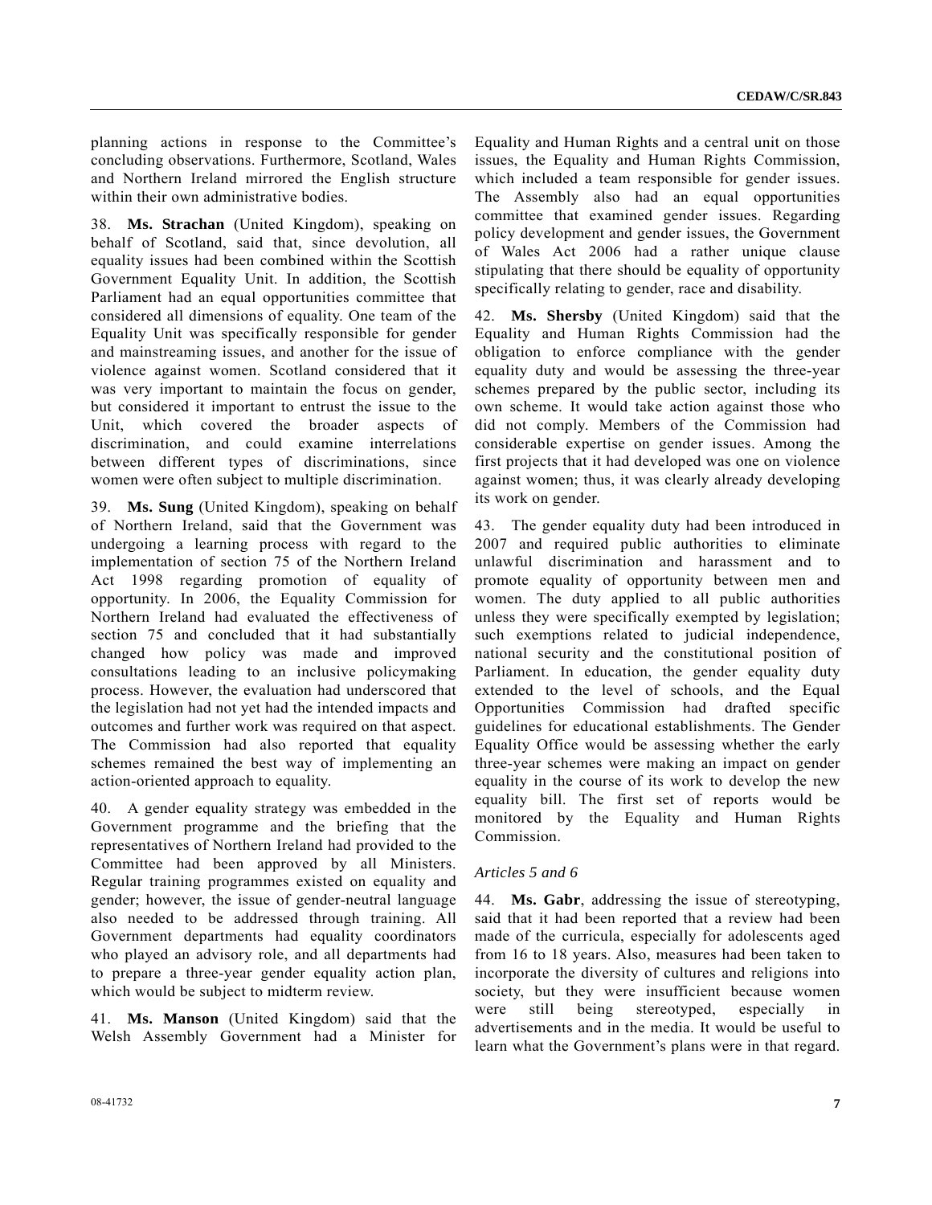planning actions in response to the Committee's concluding observations. Furthermore, Scotland, Wales and Northern Ireland mirrored the English structure within their own administrative bodies.

38. **Ms. Strachan** (United Kingdom), speaking on behalf of Scotland, said that, since devolution, all equality issues had been combined within the Scottish Government Equality Unit. In addition, the Scottish Parliament had an equal opportunities committee that considered all dimensions of equality. One team of the Equality Unit was specifically responsible for gender and mainstreaming issues, and another for the issue of violence against women. Scotland considered that it was very important to maintain the focus on gender, but considered it important to entrust the issue to the Unit, which covered the broader aspects of discrimination, and could examine interrelations between different types of discriminations, since women were often subject to multiple discrimination.

39. **Ms. Sung** (United Kingdom), speaking on behalf of Northern Ireland, said that the Government was undergoing a learning process with regard to the implementation of section 75 of the Northern Ireland Act 1998 regarding promotion of equality of opportunity. In 2006, the Equality Commission for Northern Ireland had evaluated the effectiveness of section 75 and concluded that it had substantially changed how policy was made and improved consultations leading to an inclusive policymaking process. However, the evaluation had underscored that the legislation had not yet had the intended impacts and outcomes and further work was required on that aspect. The Commission had also reported that equality schemes remained the best way of implementing an action-oriented approach to equality.

40. A gender equality strategy was embedded in the Government programme and the briefing that the representatives of Northern Ireland had provided to the Committee had been approved by all Ministers. Regular training programmes existed on equality and gender; however, the issue of gender-neutral language also needed to be addressed through training. All Government departments had equality coordinators who played an advisory role, and all departments had to prepare a three-year gender equality action plan, which would be subject to midterm review.

41. **Ms. Manson** (United Kingdom) said that the Welsh Assembly Government had a Minister for Equality and Human Rights and a central unit on those issues, the Equality and Human Rights Commission, which included a team responsible for gender issues. The Assembly also had an equal opportunities committee that examined gender issues. Regarding policy development and gender issues, the Government of Wales Act 2006 had a rather unique clause stipulating that there should be equality of opportunity specifically relating to gender, race and disability.

42. **Ms. Shersby** (United Kingdom) said that the Equality and Human Rights Commission had the obligation to enforce compliance with the gender equality duty and would be assessing the three-year schemes prepared by the public sector, including its own scheme. It would take action against those who did not comply. Members of the Commission had considerable expertise on gender issues. Among the first projects that it had developed was one on violence against women; thus, it was clearly already developing its work on gender.

43. The gender equality duty had been introduced in 2007 and required public authorities to eliminate unlawful discrimination and harassment and to promote equality of opportunity between men and women. The duty applied to all public authorities unless they were specifically exempted by legislation; such exemptions related to judicial independence, national security and the constitutional position of Parliament. In education, the gender equality duty extended to the level of schools, and the Equal Opportunities Commission had drafted specific guidelines for educational establishments. The Gender Equality Office would be assessing whether the early three-year schemes were making an impact on gender equality in the course of its work to develop the new equality bill. The first set of reports would be monitored by the Equality and Human Rights Commission.

*Articles 5 and 6*

44. **Ms. Gabr**, addressing the issue of stereotyping, said that it had been reported that a review had been made of the curricula, especially for adolescents aged from 16 to 18 years. Also, measures had been taken to incorporate the diversity of cultures and religions into society, but they were insufficient because women were still being stereotyped, especially in advertisements and in the media. It would be useful to learn what the Government's plans were in that regard.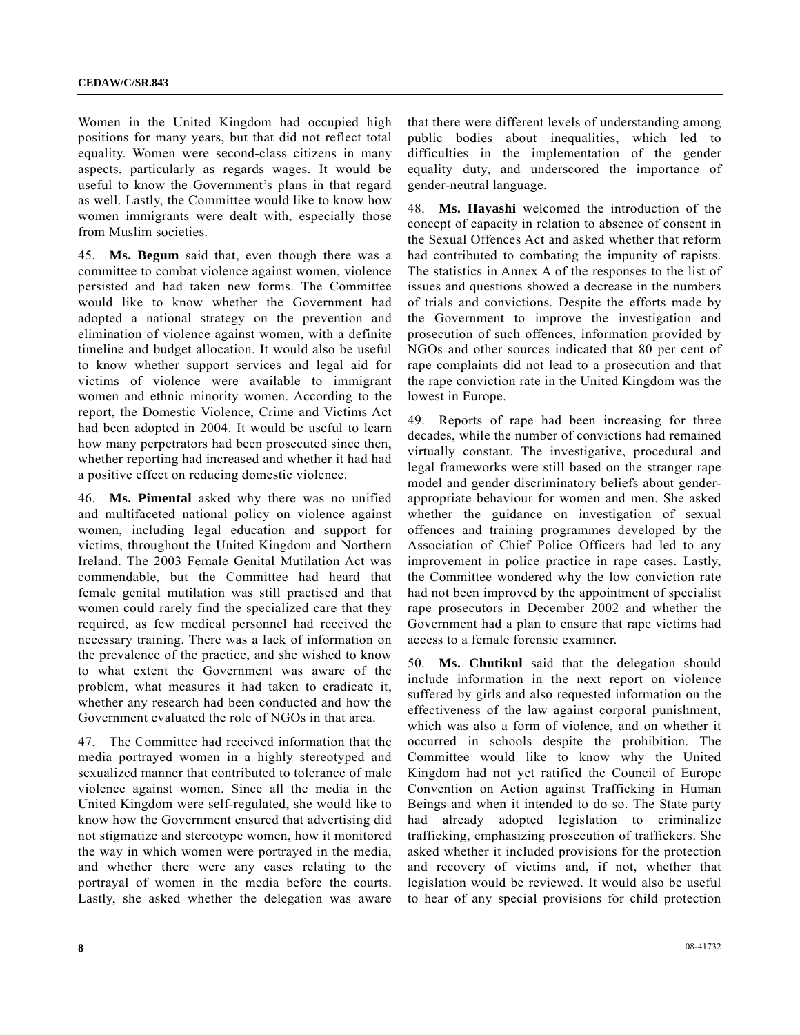Women in the United Kingdom had occupied high positions for many years, but that did not reflect total equality. Women were second-class citizens in many aspects, particularly as regards wages. It would be useful to know the Government's plans in that regard as well. Lastly, the Committee would like to know how women immigrants were dealt with, especially those from Muslim societies.

45. **Ms. Begum** said that, even though there was a committee to combat violence against women, violence persisted and had taken new forms. The Committee would like to know whether the Government had adopted a national strategy on the prevention and elimination of violence against women, with a definite timeline and budget allocation. It would also be useful to know whether support services and legal aid for victims of violence were available to immigrant women and ethnic minority women. According to the report, the Domestic Violence, Crime and Victims Act had been adopted in 2004. It would be useful to learn how many perpetrators had been prosecuted since then, whether reporting had increased and whether it had had a positive effect on reducing domestic violence.

46. **Ms. Pimental** asked why there was no unified and multifaceted national policy on violence against women, including legal education and support for victims, throughout the United Kingdom and Northern Ireland. The 2003 Female Genital Mutilation Act was commendable, but the Committee had heard that female genital mutilation was still practised and that women could rarely find the specialized care that they required, as few medical personnel had received the necessary training. There was a lack of information on the prevalence of the practice, and she wished to know to what extent the Government was aware of the problem, what measures it had taken to eradicate it, whether any research had been conducted and how the Government evaluated the role of NGOs in that area.

47. The Committee had received information that the media portrayed women in a highly stereotyped and sexualized manner that contributed to tolerance of male violence against women. Since all the media in the United Kingdom were self-regulated, she would like to know how the Government ensured that advertising did not stigmatize and stereotype women, how it monitored the way in which women were portrayed in the media, and whether there were any cases relating to the portrayal of women in the media before the courts. Lastly, she asked whether the delegation was aware that there were different levels of understanding among public bodies about inequalities, which led to difficulties in the implementation of the gender equality duty, and underscored the importance of gender-neutral language.

48. **Ms. Hayashi** welcomed the introduction of the concept of capacity in relation to absence of consent in the Sexual Offences Act and asked whether that reform had contributed to combating the impunity of rapists. The statistics in Annex A of the responses to the list of issues and questions showed a decrease in the numbers of trials and convictions. Despite the efforts made by the Government to improve the investigation and prosecution of such offences, information provided by NGOs and other sources indicated that 80 per cent of rape complaints did not lead to a prosecution and that the rape conviction rate in the United Kingdom was the lowest in Europe.

49. Reports of rape had been increasing for three decades, while the number of convictions had remained virtually constant. The investigative, procedural and legal frameworks were still based on the stranger rape model and gender discriminatory beliefs about gender-appropriate behaviour for women and men. She asked whether the guidance on investigation of sexual offences and training programmes developed by the Association of Chief Police Officers had led to any improvement in police practice in rape cases. Lastly, the Committee wondered why the low conviction rate had not been improved by the appointment of specialist rape prosecutors in December 2002 and whether the Government had a plan to ensure that rape victims had access to a female forensic examiner.

50. **Ms. Chutikul** said that the delegation should include information in the next report on violence suffered by girls and also requested information on the effectiveness of the law against corporal punishment, which was also a form of violence, and on whether it occurred in schools despite the prohibition. The Committee would like to know why the United Kingdom had not yet ratified the Council of Europe Convention on Action against Trafficking in Human Beings and when it intended to do so. The State party had already adopted legislation to criminalize trafficking, emphasizing prosecution of traffickers. She asked whether it included provisions for the protection and recovery of victims and, if not, whether that legislation would be reviewed. It would also be useful to hear of any special provisions for child protection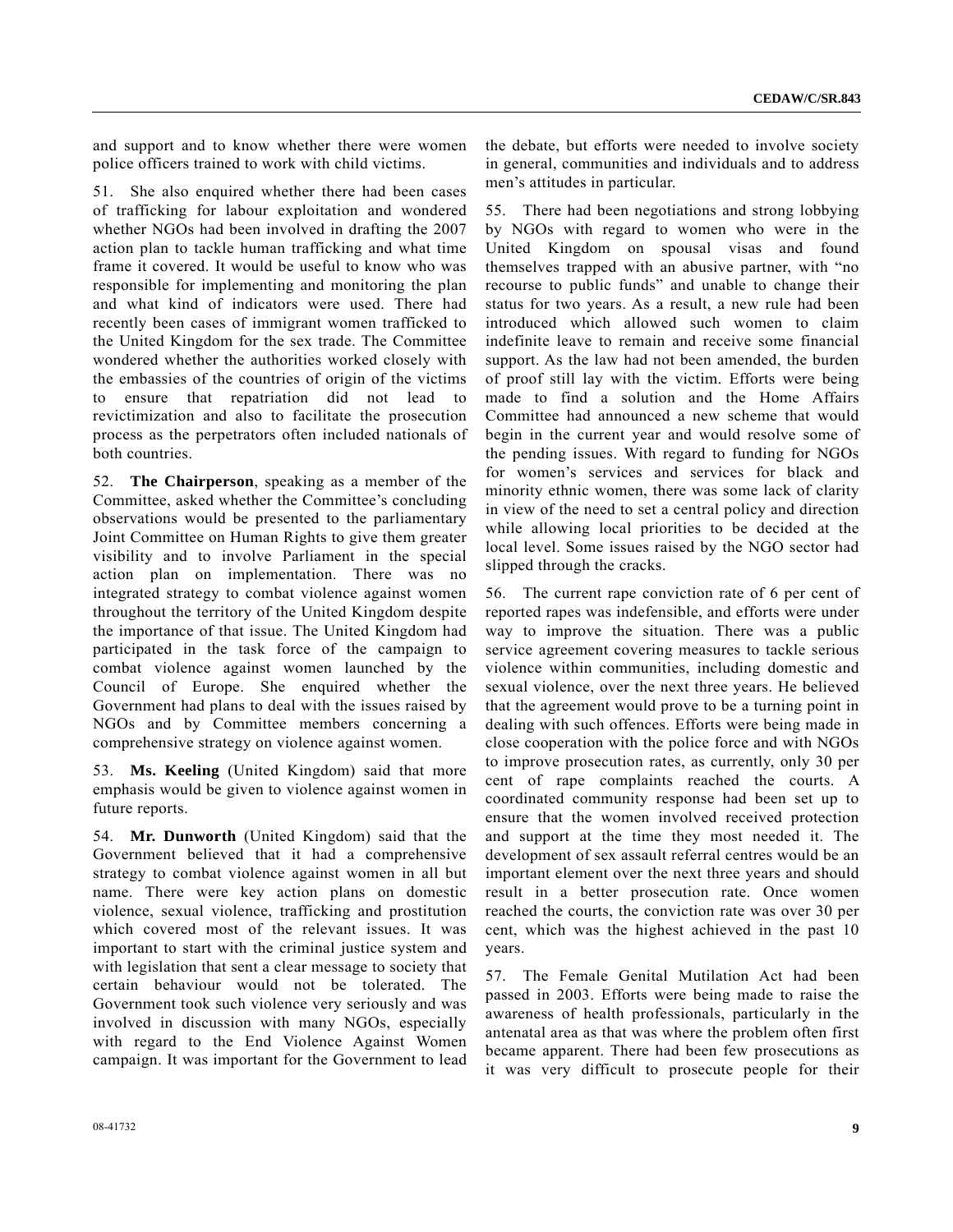and support and to know whether there were women police officers trained to work with child victims.

51. She also enquired whether there had been cases of trafficking for labour exploitation and wondered whether NGOs had been involved in drafting the 2007 action plan to tackle human trafficking and what time frame it covered. It would be useful to know who was responsible for implementing and monitoring the plan and what kind of indicators were used. There had recently been cases of immigrant women trafficked to the United Kingdom for the sex trade. The Committee wondered whether the authorities worked closely with the embassies of the countries of origin of the victims to ensure that repatriation did not lead to revictimization and also to facilitate the prosecution process as the perpetrators often included nationals of both countries.

52. **The Chairperson**, speaking as a member of the Committee, asked whether the Committee's concluding observations would be presented to the parliamentary Joint Committee on Human Rights to give them greater visibility and to involve Parliament in the special action plan on implementation. There was no integrated strategy to combat violence against women throughout the territory of the United Kingdom despite the importance of that issue. The United Kingdom had participated in the task force of the campaign to combat violence against women launched by the Council of Europe. She enquired whether the Government had plans to deal with the issues raised by NGOs and by Committee members concerning a comprehensive strategy on violence against women.

53. **Ms. Keeling** (United Kingdom) said that more emphasis would be given to violence against women in future reports.

54. **Mr. Dunworth** (United Kingdom) said that the Government believed that it had a comprehensive strategy to combat violence against women in all but name. There were key action plans on domestic violence, sexual violence, trafficking and prostitution which covered most of the relevant issues. It was important to start with the criminal justice system and with legislation that sent a clear message to society that certain behaviour would not be tolerated. The Government took such violence very seriously and was involved in discussion with many NGOs, especially with regard to the End Violence Against Women campaign. It was important for the Government to lead the debate, but efforts were needed to involve society in general, communities and individuals and to address men's attitudes in particular.

55. There had been negotiations and strong lobbying by NGOs with regard to women who were in the United Kingdom on spousal visas and found themselves trapped with an abusive partner, with "no recourse to public funds" and unable to change their status for two years. As a result, a new rule had been introduced which allowed such women to claim indefinite leave to remain and receive some financial support. As the law had not been amended, the burden of proof still lay with the victim. Efforts were being made to find a solution and the Home Affairs Committee had announced a new scheme that would begin in the current year and would resolve some of the pending issues. With regard to funding for NGOs for women's services and services for black and minority ethnic women, there was some lack of clarity in view of the need to set a central policy and direction while allowing local priorities to be decided at the local level. Some issues raised by the NGO sector had slipped through the cracks.

56. The current rape conviction rate of 6 per cent of reported rapes was indefensible, and efforts were under way to improve the situation. There was a public service agreement covering measures to tackle serious violence within communities, including domestic and sexual violence, over the next three years. He believed that the agreement would prove to be a turning point in dealing with such offences. Efforts were being made in close cooperation with the police force and with NGOs to improve prosecution rates, as currently, only 30 per cent of rape complaints reached the courts. A coordinated community response had been set up to ensure that the women involved received protection and support at the time they most needed it. The development of sex assault referral centres would be an important element over the next three years and should result in a better prosecution rate. Once women reached the courts, the conviction rate was over 30 per cent, which was the highest achieved in the past 10 years.

57. The Female Genital Mutilation Act had been passed in 2003. Efforts were being made to raise the awareness of health professionals, particularly in the antenatal area as that was where the problem often first became apparent. There had been few prosecutions as it was very difficult to prosecute people for their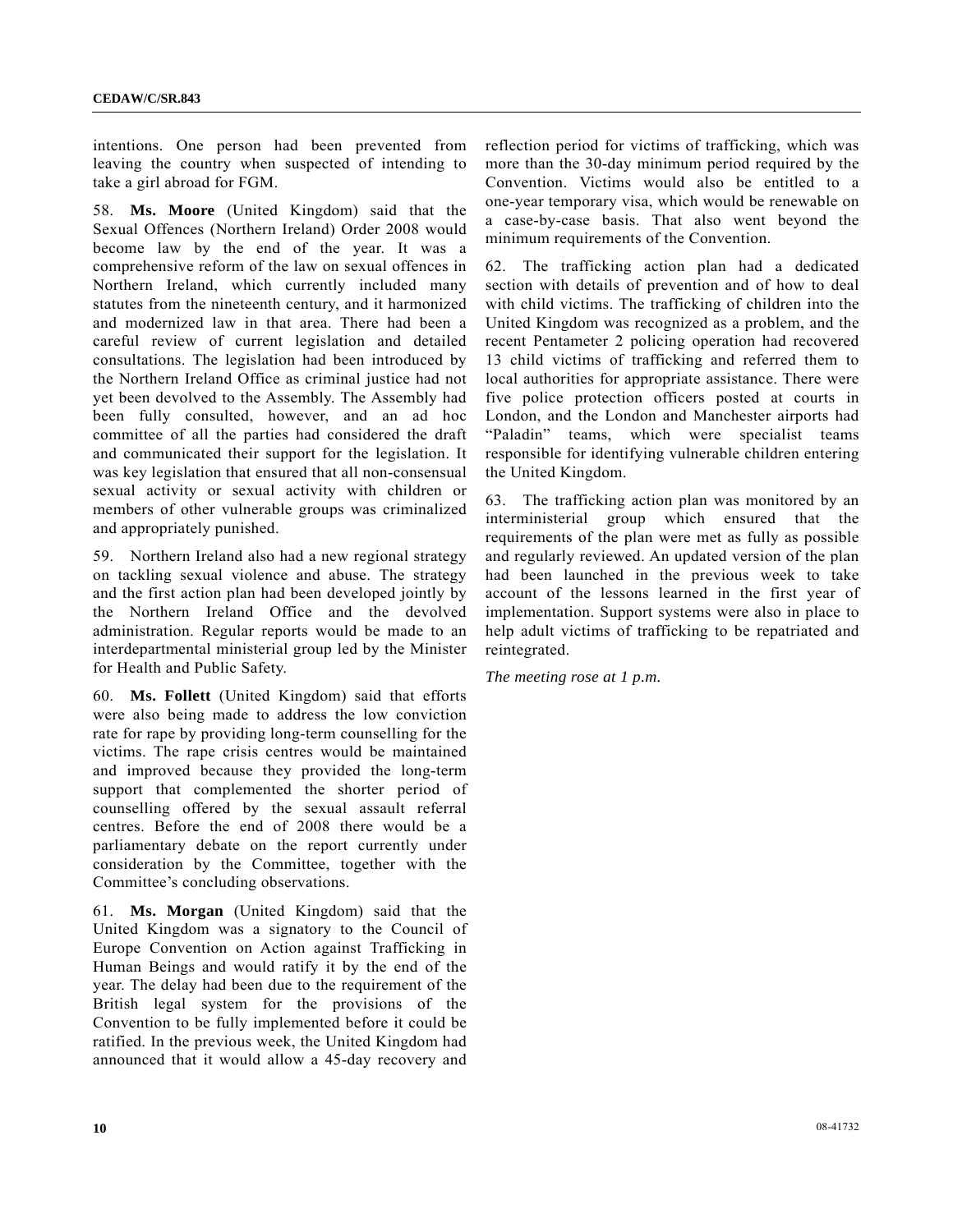intentions. One person had been prevented from leaving the country when suspected of intending to take a girl abroad for FGM.

58. **Ms. Moore** (United Kingdom) said that the Sexual Offences (Northern Ireland) Order 2008 would become law by the end of the year. It was a comprehensive reform of the law on sexual offences in Northern Ireland, which currently included many statutes from the nineteenth century, and it harmonized and modernized law in that area. There had been a careful review of current legislation and detailed consultations. The legislation had been introduced by the Northern Ireland Office as criminal justice had not yet been devolved to the Assembly. The Assembly had been fully consulted, however, and an ad hoc committee of all the parties had considered the draft and communicated their support for the legislation. It was key legislation that ensured that all non-consensual sexual activity or sexual activity with children or members of other vulnerable groups was criminalized and appropriately punished.

59. Northern Ireland also had a new regional strategy on tackling sexual violence and abuse. The strategy and the first action plan had been developed jointly by the Northern Ireland Office and the devolved administration. Regular reports would be made to an interdepartmental ministerial group led by the Minister for Health and Public Safety.

60. **Ms. Follett** (United Kingdom) said that efforts were also being made to address the low conviction rate for rape by providing long-term counselling for the victims. The rape crisis centres would be maintained and improved because they provided the long-term support that complemented the shorter period of counselling offered by the sexual assault referral centres. Before the end of 2008 there would be a parliamentary debate on the report currently under consideration by the Committee, together with the Committee's concluding observations.

61. **Ms. Morgan** (United Kingdom) said that the United Kingdom was a signatory to the Council of Europe Convention on Action against Trafficking in Human Beings and would ratify it by the end of the year. The delay had been due to the requirement of the British legal system for the provisions of the Convention to be fully implemented before it could be ratified. In the previous week, the United Kingdom had announced that it would allow a 45-day recovery and reflection period for victims of trafficking, which was more than the 30-day minimum period required by the Convention. Victims would also be entitled to a one-year temporary visa, which would be renewable on a case-by-case basis. That also went beyond the minimum requirements of the Convention.

62. The trafficking action plan had a dedicated section with details of prevention and of how to deal with child victims. The trafficking of children into the United Kingdom was recognized as a problem, and the recent Pentameter 2 policing operation had recovered 13 child victims of trafficking and referred them to local authorities for appropriate assistance. There were five police protection officers posted at courts in London, and the London and Manchester airports had "Paladin" teams, which were specialist teams responsible for identifying vulnerable children entering the United Kingdom.

63. The trafficking action plan was monitored by an interministerial group which ensured that the requirements of the plan were met as fully as possible and regularly reviewed. An updated version of the plan had been launched in the previous week to take account of the lessons learned in the first year of implementation. Support systems were also in place to help adult victims of trafficking to be repatriated and reintegrated.

*The meeting rose at 1 p.m.*